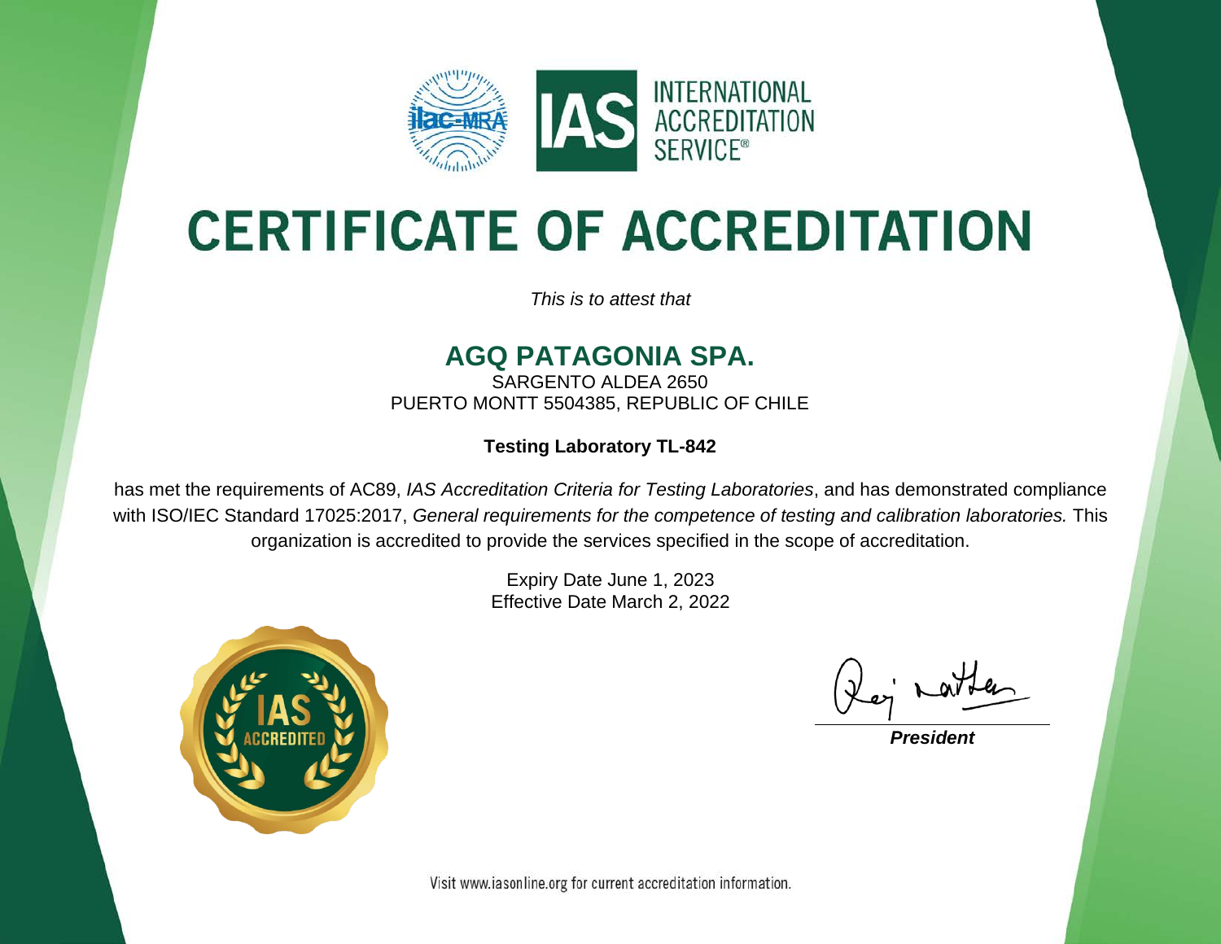INTERNATIONAL ACCREDITATION SERVICE®

# CERTIFICATE OF ACCREDITATION

*This is to attest that*

## AGQ PATAGONIA SPA.

SARGENTO ALDEA 2650
PUERTO MONTT 5504385, REPUBLIC OF CHILE

**Testing Laboratory TL-842**

has met the requirements of AC89, *IAS Accreditation Criteria for Testing Laboratories*, and has demonstrated compliance with ISO/IEC Standard 17025:2017, *General requirements for the competence of testing and calibration laboratories.* This organization is accredited to provide the services specified in the scope of accreditation.

Expiry Date June 1, 2023
Effective Date March 2, 2022

IAS ACCREDITED

***President***

Visit www.iasonline.org for current accreditation information.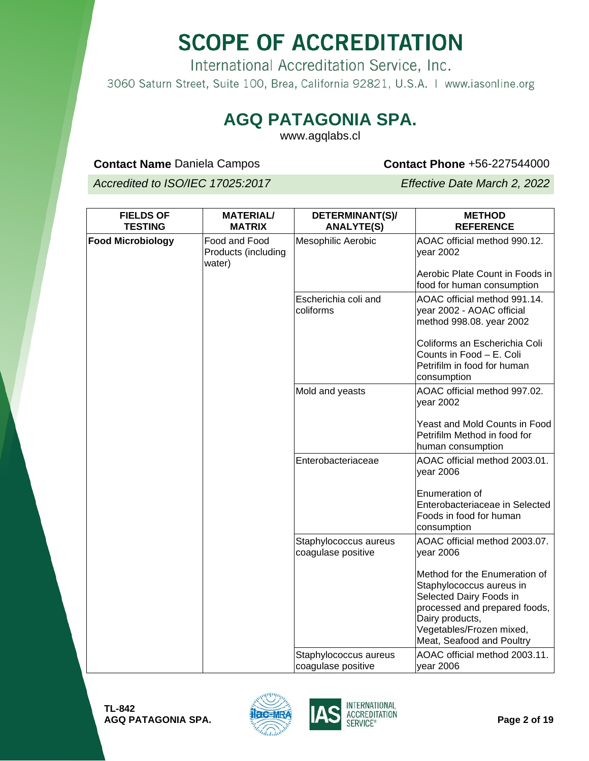# SCOPE OF ACCREDITATION

International Accreditation Service, Inc.

3060 Saturn Street, Suite 100, Brea, California 92821, U.S.A. | www.iasonline.org

## AGQ PATAGONIA SPA.

www.agqlabs.cl

**Contact Name** Daniela Campos **Contact Phone** +56-227544000

*Accredited to ISO/IEC 17025:2017* *Effective Date March 2, 2022*

| FIELDS OF TESTING | MATERIAL/ MATRIX | DETERMINANT(S)/ ANALYTE(S) | METHOD REFERENCE |
|---|---|---|---|
| **Food Microbiology** | Food and Food Products (including water) | Mesophilic Aerobic | AOAC official method 990.12. year 2002<br><br>Aerobic Plate Count in Foods in food for human consumption |
| | | Escherichia coli and coliforms | AOAC official method 991.14. year 2002 - AOAC official method 998.08. year 2002<br><br>Coliforms an Escherichia Coli Counts in Food – E. Coli Petrifilm in food for human consumption |
| | | Mold and yeasts | AOAC official method 997.02. year 2002<br><br>Yeast and Mold Counts in Food Petrifilm Method in food for human consumption |
| | | Enterobacteriaceae | AOAC official method 2003.01. year 2006<br><br>Enumeration of Enterobacteriaceae in Selected Foods in food for human consumption |
| | | Staphylococcus aureus coagulase positive | AOAC official method 2003.07. year 2006<br><br>Method for the Enumeration of Staphylococcus aureus in Selected Dairy Foods in processed and prepared foods, Dairy products, Vegetables/Frozen mixed, Meat, Seafood and Poultry |
| | | Staphylococcus aureus coagulase positive | AOAC official method 2003.11. year 2006 |

TL-842
AGQ PATAGONIA SPA.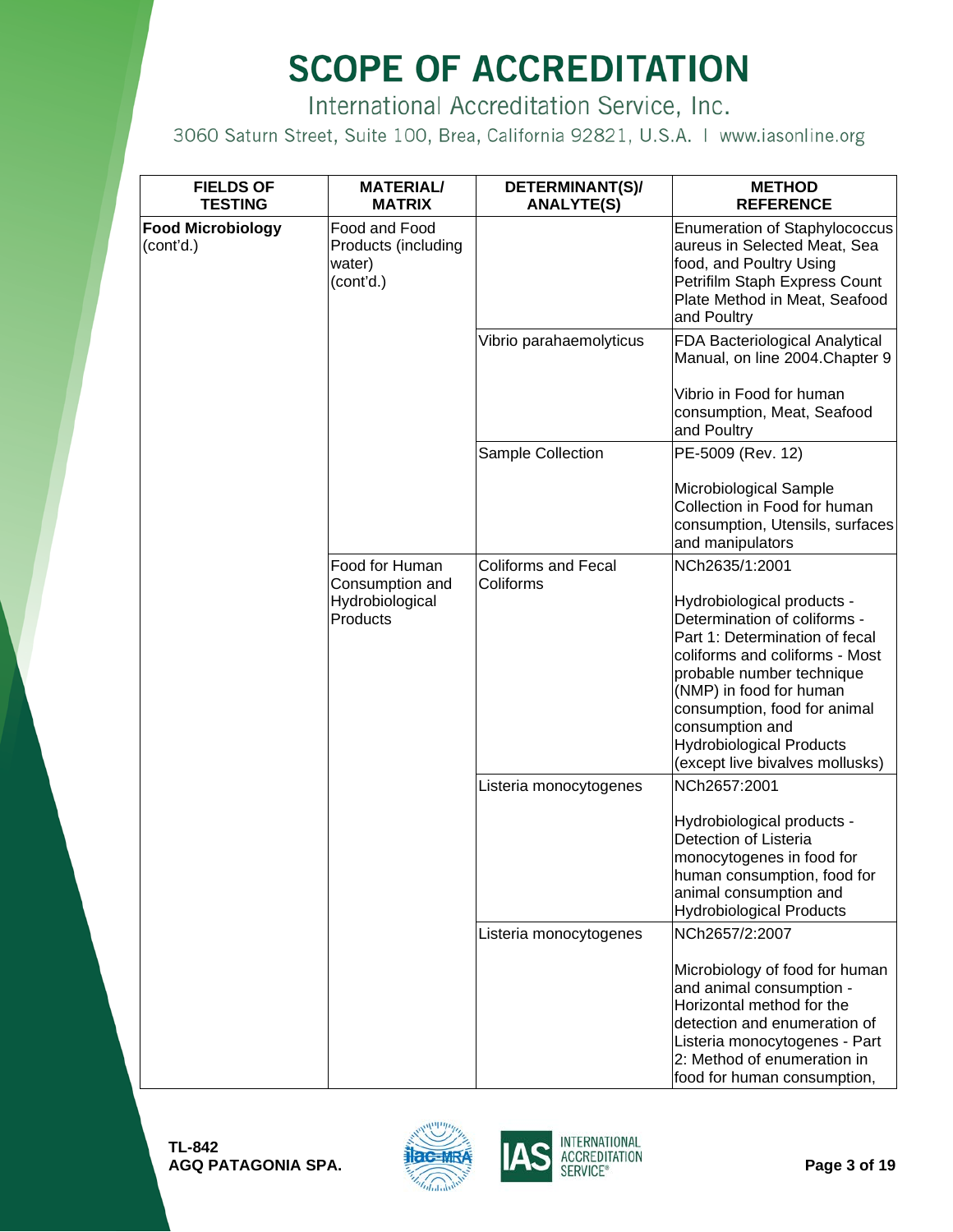# SCOPE OF ACCREDITATION

International Accreditation Service, Inc.

3060 Saturn Street, Suite 100, Brea, California 92821, U.S.A. | www.iasonline.org

| FIELDS OF TESTING | MATERIAL/ MATRIX | DETERMINANT(S)/ ANALYTE(S) | METHOD REFERENCE |
|---|---|---|---|
| **Food Microbiology** (cont'd.) | Food and Food Products (including water) (cont'd.) | | Enumeration of Staphylococcus aureus in Selected Meat, Sea food, and Poultry Using Petrifilm Staph Express Count Plate Method in Meat, Seafood and Poultry |
| | | Vibrio parahaemolyticus | FDA Bacteriological Analytical Manual, on line 2004.Chapter 9<br><br>Vibrio in Food for human consumption, Meat, Seafood and Poultry |
| | | Sample Collection | PE-5009 (Rev. 12)<br><br>Microbiological Sample Collection in Food for human consumption, Utensils, surfaces and manipulators |
| | Food for Human Consumption and Hydrobiological Products | Coliforms and Fecal Coliforms | NCh2635/1:2001<br><br>Hydrobiological products - Determination of coliforms - Part 1: Determination of fecal coliforms and coliforms - Most probable number technique (NMP) in food for human consumption, food for animal consumption and Hydrobiological Products (except live bivalves mollusks) |
| | | Listeria monocytogenes | NCh2657:2001<br><br>Hydrobiological products - Detection of Listeria monocytogenes in food for human consumption, food for animal consumption and Hydrobiological Products |
| | | Listeria monocytogenes | NCh2657/2:2007<br><br>Microbiology of food for human and animal consumption - Horizontal method for the detection and enumeration of Listeria monocytogenes - Part 2: Method of enumeration in food for human consumption, |

**TL-842**
**AGQ PATAGONIA SPA.**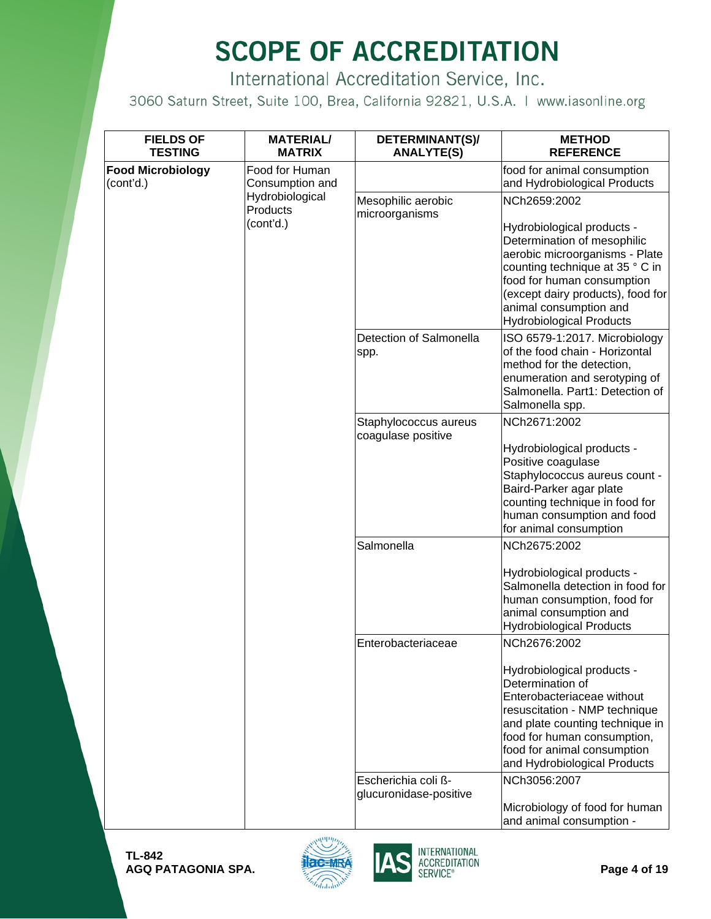# SCOPE OF ACCREDITATION

International Accreditation Service, Inc.

3060 Saturn Street, Suite 100, Brea, California 92821, U.S.A. | www.iasonline.org

| FIELDS OF TESTING | MATERIAL/ MATRIX | DETERMINANT(S)/ ANALYTE(S) | METHOD REFERENCE |
|---|---|---|---|
| **Food Microbiology** (cont'd.) | Food for Human Consumption and Hydrobiological Products (cont'd.) | | food for animal consumption and Hydrobiological Products |
| | | Mesophilic aerobic microorganisms | NCh2659:2002<br><br>Hydrobiological products - Determination of mesophilic aerobic microorganisms - Plate counting technique at 35 ° C in food for human consumption (except dairy products), food for animal consumption and Hydrobiological Products |
| | | Detection of Salmonella spp. | ISO 6579-1:2017. Microbiology of the food chain - Horizontal method for the detection, enumeration and serotyping of Salmonella. Part1: Detection of Salmonella spp. |
| | | Staphylococcus aureus coagulase positive | NCh2671:2002<br><br>Hydrobiological products - Positive coagulase Staphylococcus aureus count - Baird-Parker agar plate counting technique in food for human consumption and food for animal consumption |
| | | Salmonella | NCh2675:2002<br><br>Hydrobiological products - Salmonella detection in food for human consumption, food for animal consumption and Hydrobiological Products |
| | | Enterobacteriaceae | NCh2676:2002<br><br>Hydrobiological products - Determination of Enterobacteriaceae without resuscitation - NMP technique and plate counting technique in food for human consumption, food for animal consumption and Hydrobiological Products |
| | | Escherichia coli ß-glucuronidase-positive | NCh3056:2007<br><br>Microbiology of food for human and animal consumption - |

TL-842
AGQ PATAGONIA SPA.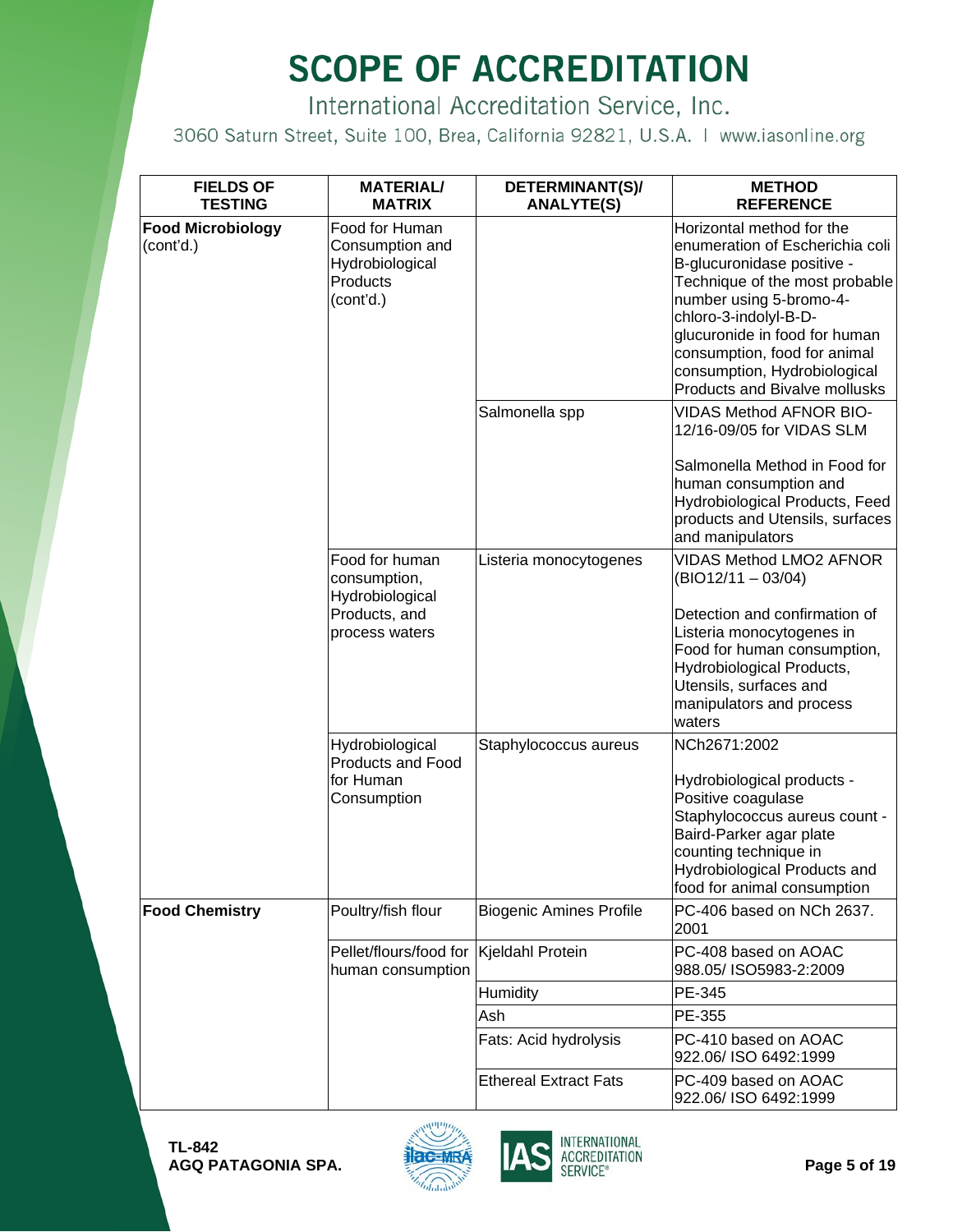# SCOPE OF ACCREDITATION

International Accreditation Service, Inc.

3060 Saturn Street, Suite 100, Brea, California 92821, U.S.A. | www.iasonline.org

| FIELDS OF TESTING | MATERIAL/ MATRIX | DETERMINANT(S)/ ANALYTE(S) | METHOD REFERENCE |
|---|---|---|---|
| **Food Microbiology** (cont'd.) | Food for Human Consumption and Hydrobiological Products (cont'd.) | | Horizontal method for the enumeration of Escherichia coli B-glucuronidase positive - Technique of the most probable number using 5-bromo-4-chloro-3-indolyl-B-D-glucuronide in food for human consumption, food for animal consumption, Hydrobiological Products and Bivalve mollusks |
| | | Salmonella spp | VIDAS Method AFNOR BIO-12/16-09/05 for VIDAS SLM<br><br>Salmonella Method in Food for human consumption and Hydrobiological Products, Feed products and Utensils, surfaces and manipulators |
| | Food for human consumption, Hydrobiological Products, and process waters | Listeria monocytogenes | VIDAS Method LMO2 AFNOR (BIO12/11 – 03/04)<br><br>Detection and confirmation of Listeria monocytogenes in Food for human consumption, Hydrobiological Products, Utensils, surfaces and manipulators and process waters |
| | Hydrobiological Products and Food for Human Consumption | Staphylococcus aureus | NCh2671:2002<br><br>Hydrobiological products - Positive coagulase Staphylococcus aureus count - Baird-Parker agar plate counting technique in Hydrobiological Products and food for animal consumption |
| **Food Chemistry** | Poultry/fish flour | Biogenic Amines Profile | PC-406 based on NCh 2637. 2001 |
| | Pellet/flours/food for human consumption | Kjeldahl Protein | PC-408 based on AOAC 988.05/ ISO5983-2:2009 |
| | | Humidity | PE-345 |
| | | Ash | PE-355 |
| | | Fats: Acid hydrolysis | PC-410 based on AOAC 922.06/ ISO 6492:1999 |
| | | Ethereal Extract Fats | PC-409 based on AOAC 922.06/ ISO 6492:1999 |

**TL-842**
**AGQ PATAGONIA SPA.**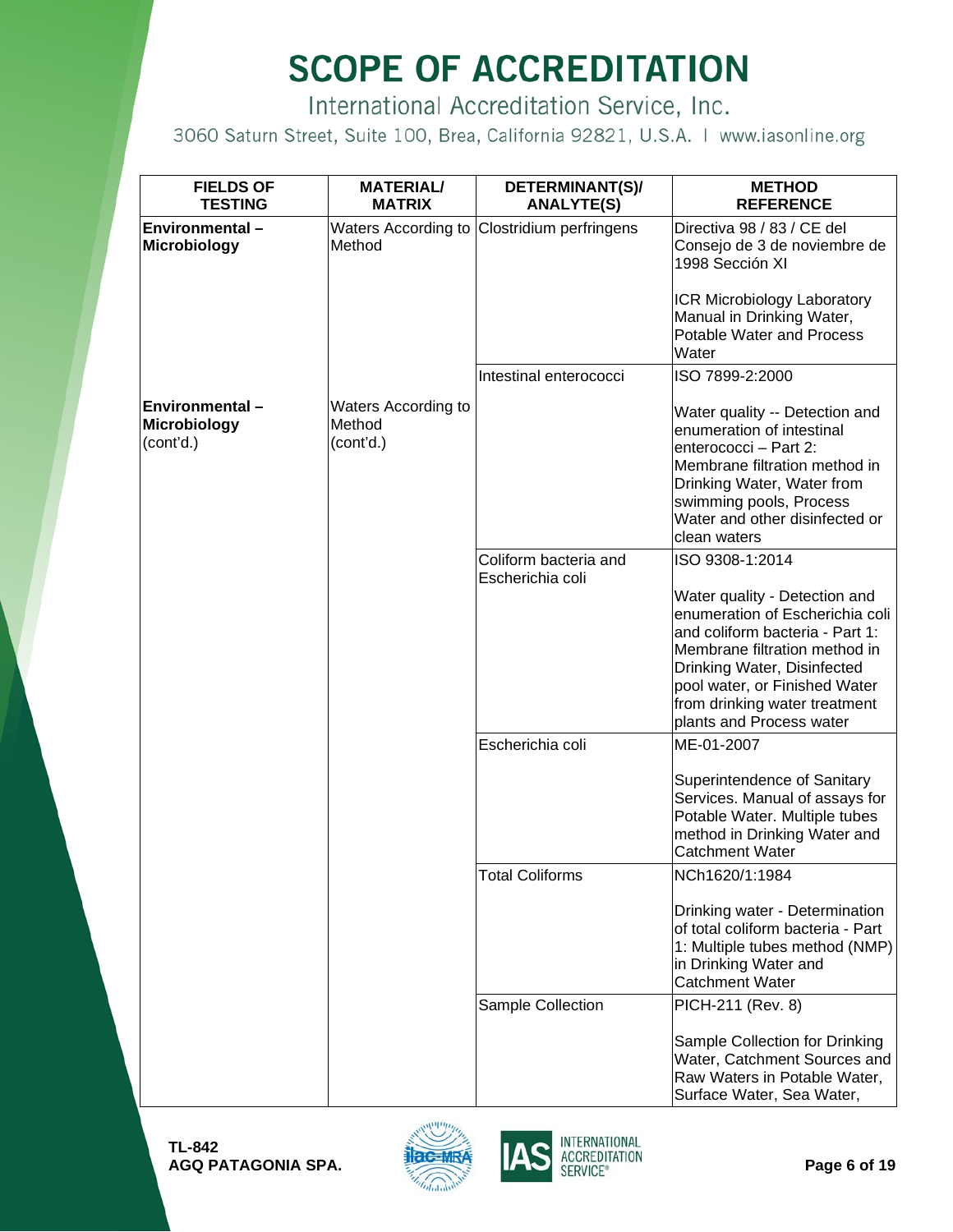# SCOPE OF ACCREDITATION

International Accreditation Service, Inc.

3060 Saturn Street, Suite 100, Brea, California 92821, U.S.A. | www.iasonline.org

| FIELDS OF TESTING | MATERIAL/ MATRIX | DETERMINANT(S)/ ANALYTE(S) | METHOD REFERENCE |
|---|---|---|---|
| **Environmental – Microbiology** | Waters According to Method | Clostridium perfringens | Directiva 98 / 83 / CE del Consejo de 3 de noviembre de 1998 Sección XI<br><br>ICR Microbiology Laboratory Manual in Drinking Water, Potable Water and Process Water |
| **Environmental – Microbiology** (cont'd.) | Waters According to Method (cont'd.) | Intestinal enterococci | ISO 7899-2:2000<br><br>Water quality -- Detection and enumeration of intestinal enterococci – Part 2: Membrane filtration method in Drinking Water, Water from swimming pools, Process Water and other disinfected or clean waters |
| | | Coliform bacteria and Escherichia coli | ISO 9308-1:2014<br><br>Water quality - Detection and enumeration of Escherichia coli and coliform bacteria - Part 1: Membrane filtration method in Drinking Water, Disinfected pool water, or Finished Water from drinking water treatment plants and Process water |
| | | Escherichia coli | ME-01-2007<br><br>Superintendence of Sanitary Services. Manual of assays for Potable Water. Multiple tubes method in Drinking Water and Catchment Water |
| | | Total Coliforms | NCh1620/1:1984<br><br>Drinking water - Determination of total coliform bacteria - Part 1: Multiple tubes method (NMP) in Drinking Water and Catchment Water |
| | | Sample Collection | PICH-211 (Rev. 8)<br><br>Sample Collection for Drinking Water, Catchment Sources and Raw Waters in Potable Water, Surface Water, Sea Water, |

**TL-842**
**AGQ PATAGONIA SPA.**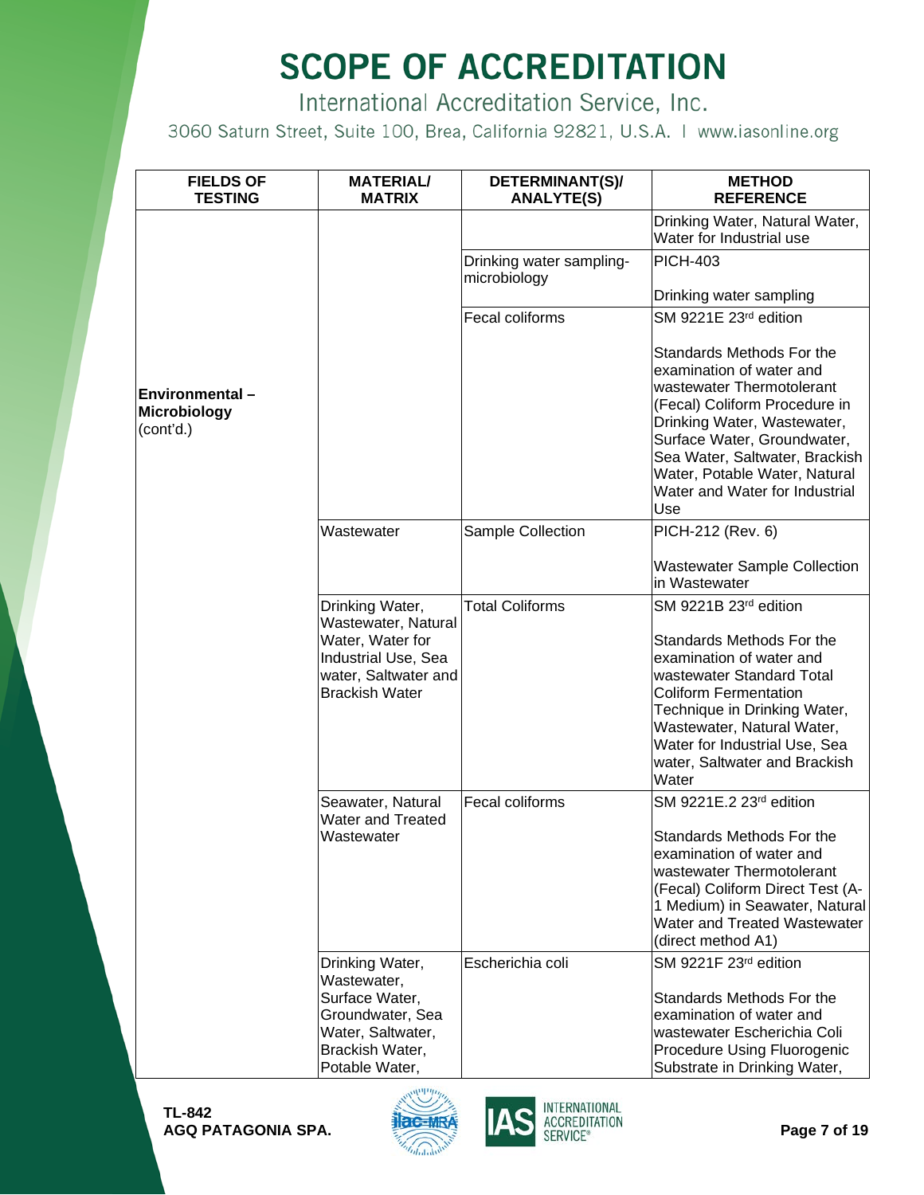# SCOPE OF ACCREDITATION

International Accreditation Service, Inc.

3060 Saturn Street, Suite 100, Brea, California 92821, U.S.A. | www.iasonline.org

| FIELDS OF TESTING | MATERIAL/ MATRIX | DETERMINANT(S)/ ANALYTE(S) | METHOD REFERENCE |
|---|---|---|---|
| **Environmental – Microbiology** (cont'd.) | | | Drinking Water, Natural Water, Water for Industrial use |
| | | Drinking water sampling-microbiology | PICH-403<br><br>Drinking water sampling |
| | | Fecal coliforms | SM 9221E 23rd edition<br><br>Standards Methods For the examination of water and wastewater Thermotolerant (Fecal) Coliform Procedure in Drinking Water, Wastewater, Surface Water, Groundwater, Sea Water, Saltwater, Brackish Water, Potable Water, Natural Water and Water for Industrial Use |
| | Wastewater | Sample Collection | PICH-212 (Rev. 6)<br><br>Wastewater Sample Collection in Wastewater |
| | Drinking Water, Wastewater, Natural Water, Water for Industrial Use, Sea water, Saltwater and Brackish Water | Total Coliforms | SM 9221B 23rd edition<br><br>Standards Methods For the examination of water and wastewater Standard Total Coliform Fermentation Technique in Drinking Water, Wastewater, Natural Water, Water for Industrial Use, Sea water, Saltwater and Brackish Water |
| | Seawater, Natural Water and Treated Wastewater | Fecal coliforms | SM 9221E.2 23rd edition<br><br>Standards Methods For the examination of water and wastewater Thermotolerant (Fecal) Coliform Direct Test (A-1 Medium) in Seawater, Natural Water and Treated Wastewater (direct method A1) |
| | Drinking Water, Wastewater, Surface Water, Groundwater, Sea Water, Saltwater, Brackish Water, Potable Water, | Escherichia coli | SM 9221F 23rd edition<br><br>Standards Methods For the examination of water and wastewater Escherichia Coli Procedure Using Fluorogenic Substrate in Drinking Water, |

**TL-842**
**AGQ PATAGONIA SPA.**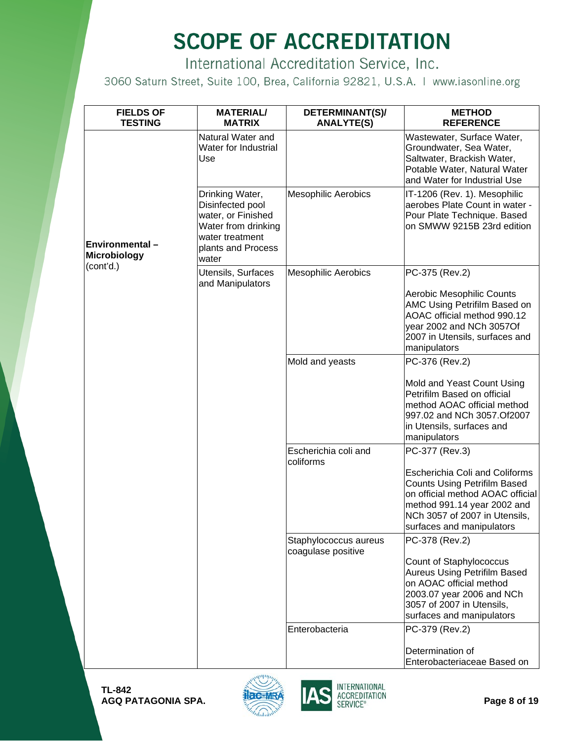# SCOPE OF ACCREDITATION

International Accreditation Service, Inc.

3060 Saturn Street, Suite 100, Brea, California 92821, U.S.A. | www.iasonline.org

| FIELDS OF TESTING | MATERIAL/ MATRIX | DETERMINANT(S)/ ANALYTE(S) | METHOD REFERENCE |
|---|---|---|---|
| **Environmental – Microbiology** (cont'd.) | Natural Water and Water for Industrial Use | | Wastewater, Surface Water, Groundwater, Sea Water, Saltwater, Brackish Water, Potable Water, Natural Water and Water for Industrial Use |
| | Drinking Water, Disinfected pool water, or Finished Water from drinking water treatment plants and Process water | Mesophilic Aerobics | IT-1206 (Rev. 1). Mesophilic aerobes Plate Count in water - Pour Plate Technique. Based on SMWW 9215B 23rd edition |
| | Utensils, Surfaces and Manipulators | Mesophilic Aerobics | PC-375 (Rev.2)<br><br>Aerobic Mesophilic Counts AMC Using Petrifilm Based on AOAC official method 990.12 year 2002 and NCh 3057Of 2007 in Utensils, surfaces and manipulators |
| | | Mold and yeasts | PC-376 (Rev.2)<br><br>Mold and Yeast Count Using Petrifilm Based on official method AOAC official method 997.02 and NCh 3057.Of2007 in Utensils, surfaces and manipulators |
| | | Escherichia coli and coliforms | PC-377 (Rev.3)<br><br>Escherichia Coli and Coliforms Counts Using Petrifilm Based on official method AOAC official method 991.14 year 2002 and NCh 3057 of 2007 in Utensils, surfaces and manipulators |
| | | Staphylococcus aureus coagulase positive | PC-378 (Rev.2)<br><br>Count of Staphylococcus Aureus Using Petrifilm Based on AOAC official method 2003.07 year 2006 and NCh 3057 of 2007 in Utensils, surfaces and manipulators |
| | | Enterobacteria | PC-379 (Rev.2)<br><br>Determination of Enterobacteriaceae Based on |

**TL-842**
**AGQ PATAGONIA SPA.**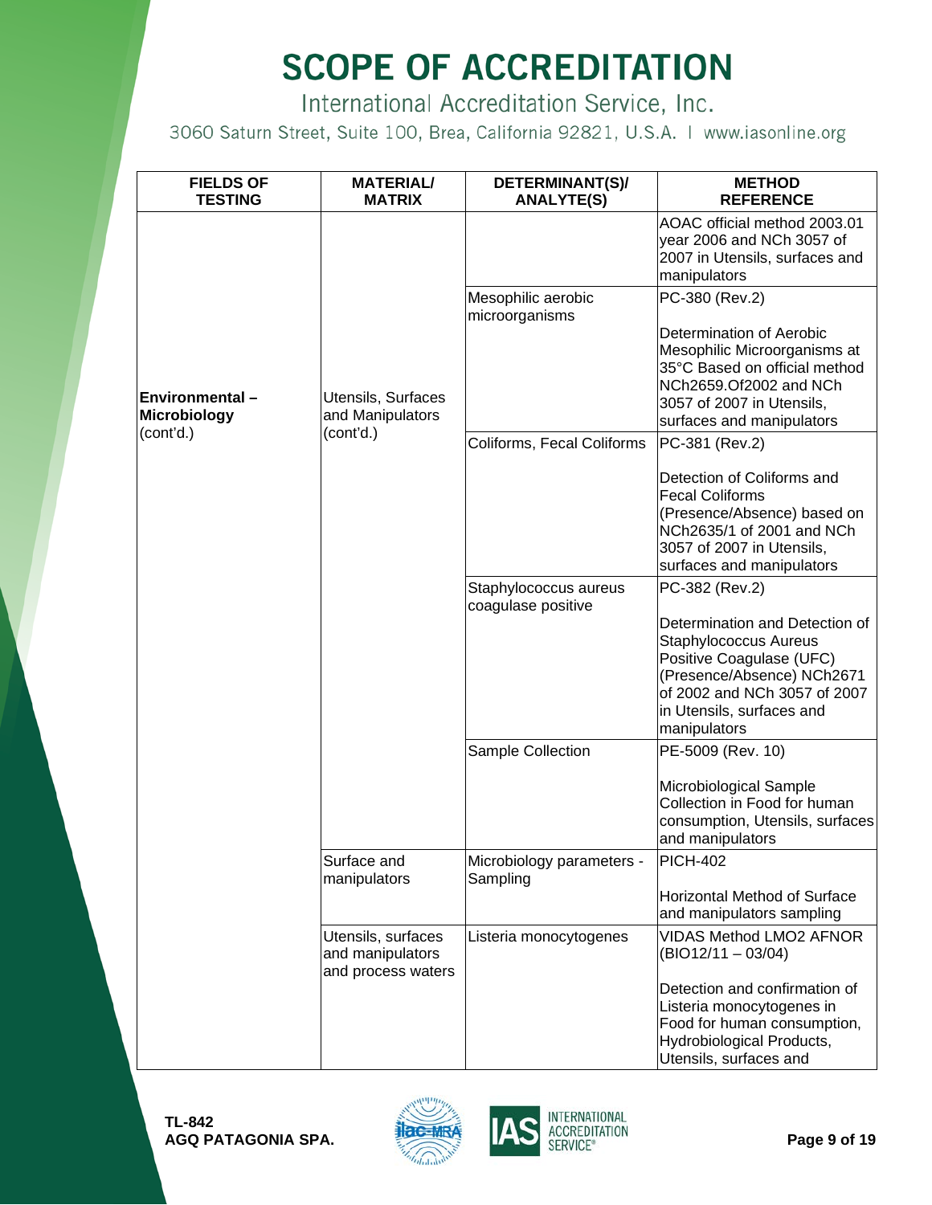# SCOPE OF ACCREDITATION

International Accreditation Service, Inc.

3060 Saturn Street, Suite 100, Brea, California 92821, U.S.A. | www.iasonline.org

| FIELDS OF TESTING | MATERIAL/ MATRIX | DETERMINANT(S)/ ANALYTE(S) | METHOD REFERENCE |
|---|---|---|---|
| **Environmental – Microbiology** (cont'd.) | Utensils, Surfaces and Manipulators (cont'd.) | | AOAC official method 2003.01 year 2006 and NCh 3057 of 2007 in Utensils, surfaces and manipulators |
| | | Mesophilic aerobic microorganisms | PC-380 (Rev.2)<br><br>Determination of Aerobic Mesophilic Microorganisms at 35°C Based on official method NCh2659.Of2002 and NCh 3057 of 2007 in Utensils, surfaces and manipulators |
| | | Coliforms, Fecal Coliforms | PC-381 (Rev.2)<br><br>Detection of Coliforms and Fecal Coliforms (Presence/Absence) based on NCh2635/1 of 2001 and NCh 3057 of 2007 in Utensils, surfaces and manipulators |
| | | Staphylococcus aureus coagulase positive | PC-382 (Rev.2)<br><br>Determination and Detection of Staphylococcus Aureus Positive Coagulase (UFC) (Presence/Absence) NCh2671 of 2002 and NCh 3057 of 2007 in Utensils, surfaces and manipulators |
| | | Sample Collection | PE-5009 (Rev. 10)<br><br>Microbiological Sample Collection in Food for human consumption, Utensils, surfaces and manipulators |
| | Surface and manipulators | Microbiology parameters - Sampling | PICH-402<br><br>Horizontal Method of Surface and manipulators sampling |
| | Utensils, surfaces and manipulators and process waters | Listeria monocytogenes | VIDAS Method LMO2 AFNOR (BIO12/11 – 03/04)<br><br>Detection and confirmation of Listeria monocytogenes in Food for human consumption, Hydrobiological Products, Utensils, surfaces and |

**TL-842**
**AGQ PATAGONIA SPA.**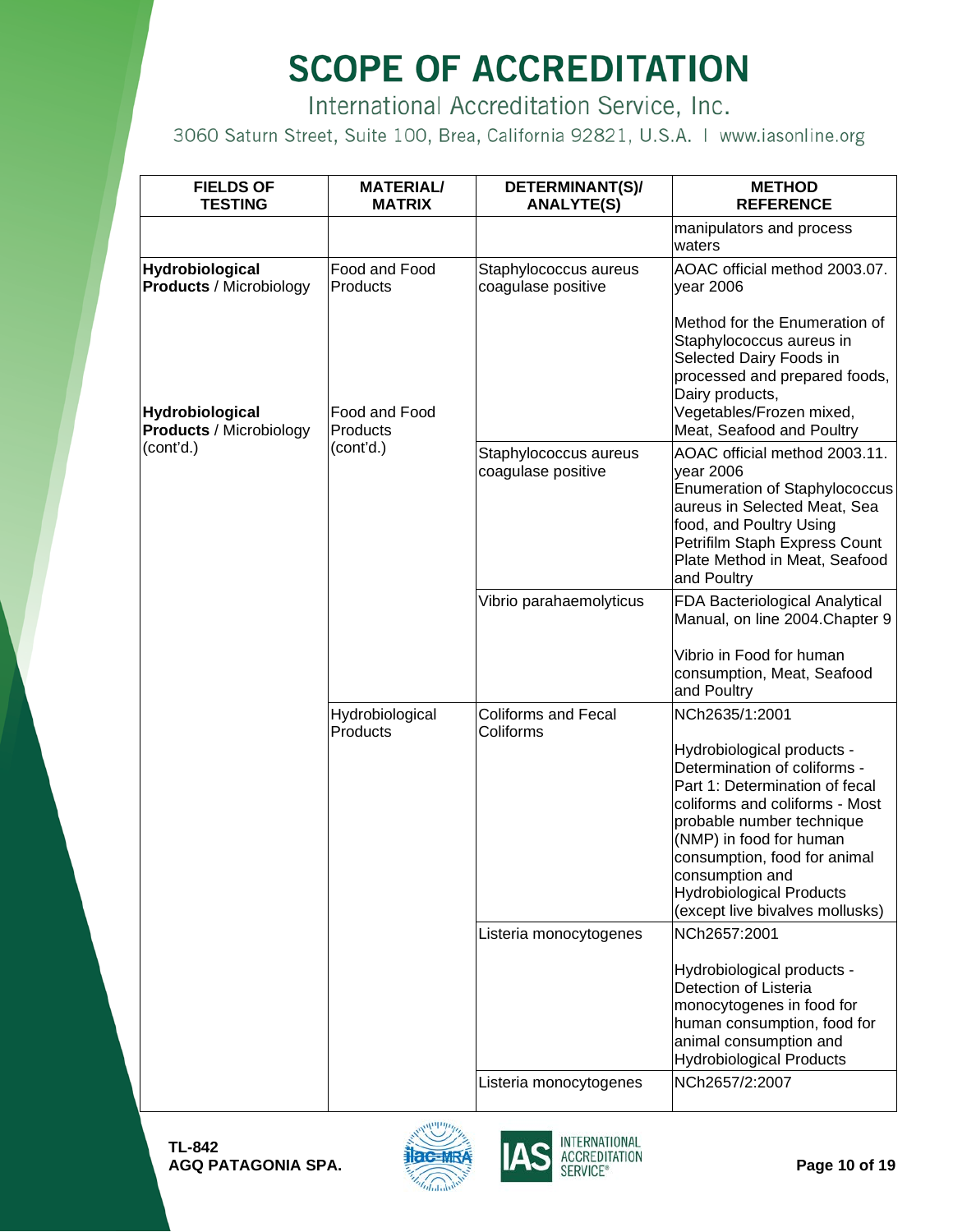# SCOPE OF ACCREDITATION

International Accreditation Service, Inc.

3060 Saturn Street, Suite 100, Brea, California 92821, U.S.A. | www.iasonline.org

| FIELDS OF TESTING | MATERIAL/ MATRIX | DETERMINANT(S)/ ANALYTE(S) | METHOD REFERENCE |
|---|---|---|---|
| | | | manipulators and process waters |
| **Hydrobiological Products** / Microbiology | Food and Food Products | Staphylococcus aureus coagulase positive | AOAC official method 2003.07. year 2006<br><br>Method for the Enumeration of Staphylococcus aureus in Selected Dairy Foods in processed and prepared foods, Dairy products, Vegetables/Frozen mixed, Meat, Seafood and Poultry |
| **Hydrobiological Products** / Microbiology (cont'd.) | Food and Food Products (cont'd.) | Staphylococcus aureus coagulase positive | AOAC official method 2003.11. year 2006<br>Enumeration of Staphylococcus aureus in Selected Meat, Sea food, and Poultry Using Petrifilm Staph Express Count Plate Method in Meat, Seafood and Poultry |
| | | Vibrio parahaemolyticus | FDA Bacteriological Analytical Manual, on line 2004.Chapter 9<br><br>Vibrio in Food for human consumption, Meat, Seafood and Poultry |
| | Hydrobiological Products | Coliforms and Fecal Coliforms | NCh2635/1:2001<br><br>Hydrobiological products - Determination of coliforms - Part 1: Determination of fecal coliforms and coliforms - Most probable number technique (NMP) in food for human consumption, food for animal consumption and Hydrobiological Products (except live bivalves mollusks) |
| | | Listeria monocytogenes | NCh2657:2001<br><br>Hydrobiological products - Detection of Listeria monocytogenes in food for human consumption, food for animal consumption and Hydrobiological Products |
| | | Listeria monocytogenes | NCh2657/2:2007 |

**TL-842**
**AGQ PATAGONIA SPA.**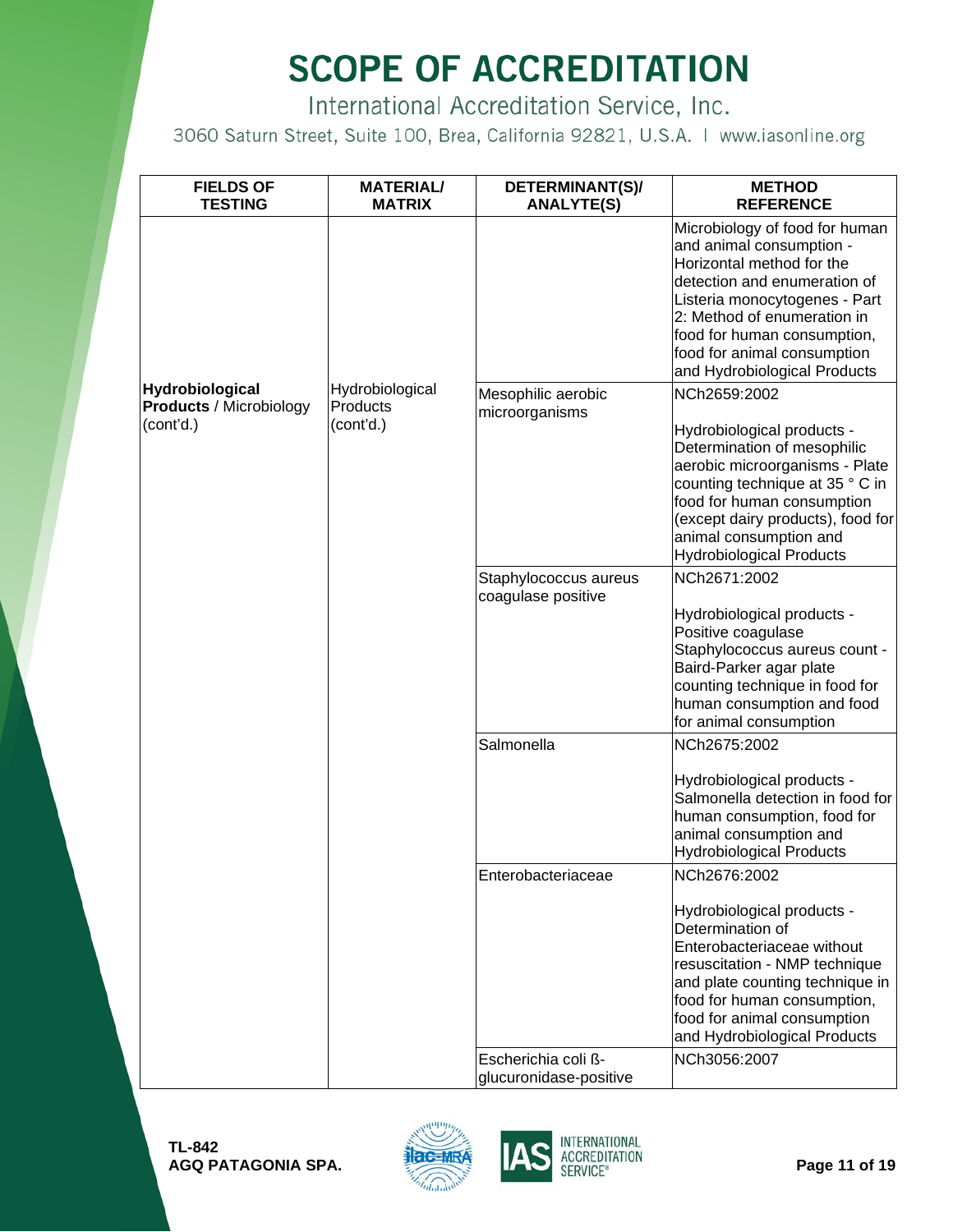# SCOPE OF ACCREDITATION

International Accreditation Service, Inc.

3060 Saturn Street, Suite 100, Brea, California 92821, U.S.A. | www.iasonline.org

| FIELDS OF TESTING | MATERIAL/ MATRIX | DETERMINANT(S)/ ANALYTE(S) | METHOD REFERENCE |
|---|---|---|---|
| | | | Microbiology of food for human and animal consumption - Horizontal method for the detection and enumeration of Listeria monocytogenes - Part 2: Method of enumeration in food for human consumption, food for animal consumption and Hydrobiological Products |
| **Hydrobiological Products** / Microbiology (cont'd.) | Hydrobiological Products (cont'd.) | Mesophilic aerobic microorganisms | NCh2659:2002<br><br>Hydrobiological products - Determination of mesophilic aerobic microorganisms - Plate counting technique at 35 ° C in food for human consumption (except dairy products), food for animal consumption and Hydrobiological Products |
| | | Staphylococcus aureus coagulase positive | NCh2671:2002<br><br>Hydrobiological products - Positive coagulase Staphylococcus aureus count - Baird-Parker agar plate counting technique in food for human consumption and food for animal consumption |
| | | Salmonella | NCh2675:2002<br><br>Hydrobiological products - Salmonella detection in food for human consumption, food for animal consumption and Hydrobiological Products |
| | | Enterobacteriaceae | NCh2676:2002<br><br>Hydrobiological products - Determination of Enterobacteriaceae without resuscitation - NMP technique and plate counting technique in food for human consumption, food for animal consumption and Hydrobiological Products |
| | | Escherichia coli ß-glucuronidase-positive | NCh3056:2007 |

**TL-842**
**AGQ PATAGONIA SPA.**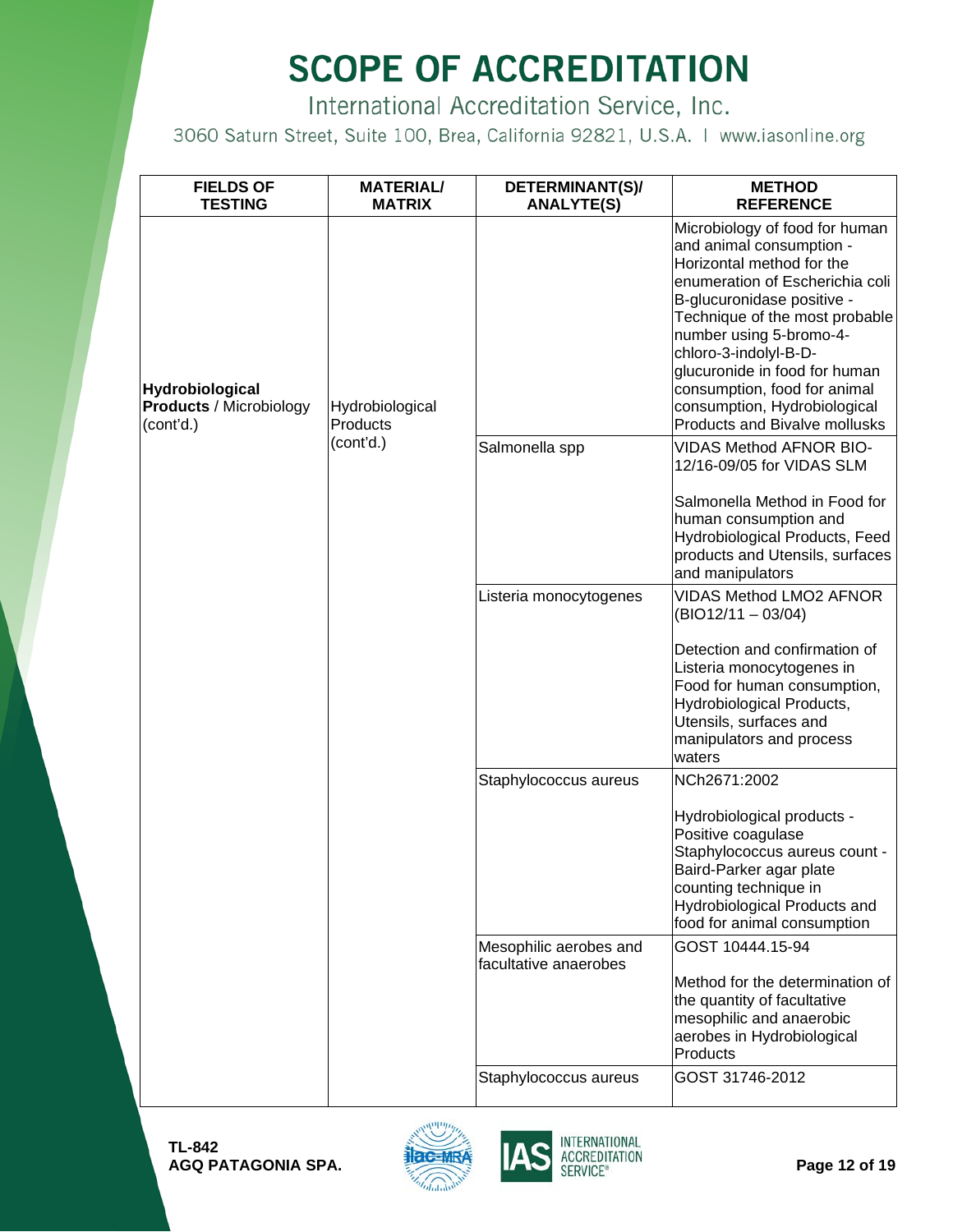# SCOPE OF ACCREDITATION

International Accreditation Service, Inc.

3060 Saturn Street, Suite 100, Brea, California 92821, U.S.A. | www.iasonline.org

| FIELDS OF TESTING | MATERIAL/ MATRIX | DETERMINANT(S)/ ANALYTE(S) | METHOD REFERENCE |
|---|---|---|---|
| **Hydrobiological Products** / Microbiology (cont'd.) | Hydrobiological Products (cont'd.) | | Microbiology of food for human and animal consumption - Horizontal method for the enumeration of Escherichia coli B-glucuronidase positive - Technique of the most probable number using 5-bromo-4-chloro-3-indolyl-B-D-glucuronide in food for human consumption, food for animal consumption, Hydrobiological Products and Bivalve mollusks |
| | | Salmonella spp | VIDAS Method AFNOR BIO-12/16-09/05 for VIDAS SLM<br><br>Salmonella Method in Food for human consumption and Hydrobiological Products, Feed products and Utensils, surfaces and manipulators |
| | | Listeria monocytogenes | VIDAS Method LMO2 AFNOR (BIO12/11 – 03/04)<br><br>Detection and confirmation of Listeria monocytogenes in Food for human consumption, Hydrobiological Products, Utensils, surfaces and manipulators and process waters |
| | | Staphylococcus aureus | NCh2671:2002<br><br>Hydrobiological products - Positive coagulase Staphylococcus aureus count - Baird-Parker agar plate counting technique in Hydrobiological Products and food for animal consumption |
| | | Mesophilic aerobes and facultative anaerobes | GOST 10444.15-94<br><br>Method for the determination of the quantity of facultative mesophilic and anaerobic aerobes in Hydrobiological Products |
| | | Staphylococcus aureus | GOST 31746-2012 |

**TL-842**
**AGQ PATAGONIA SPA.**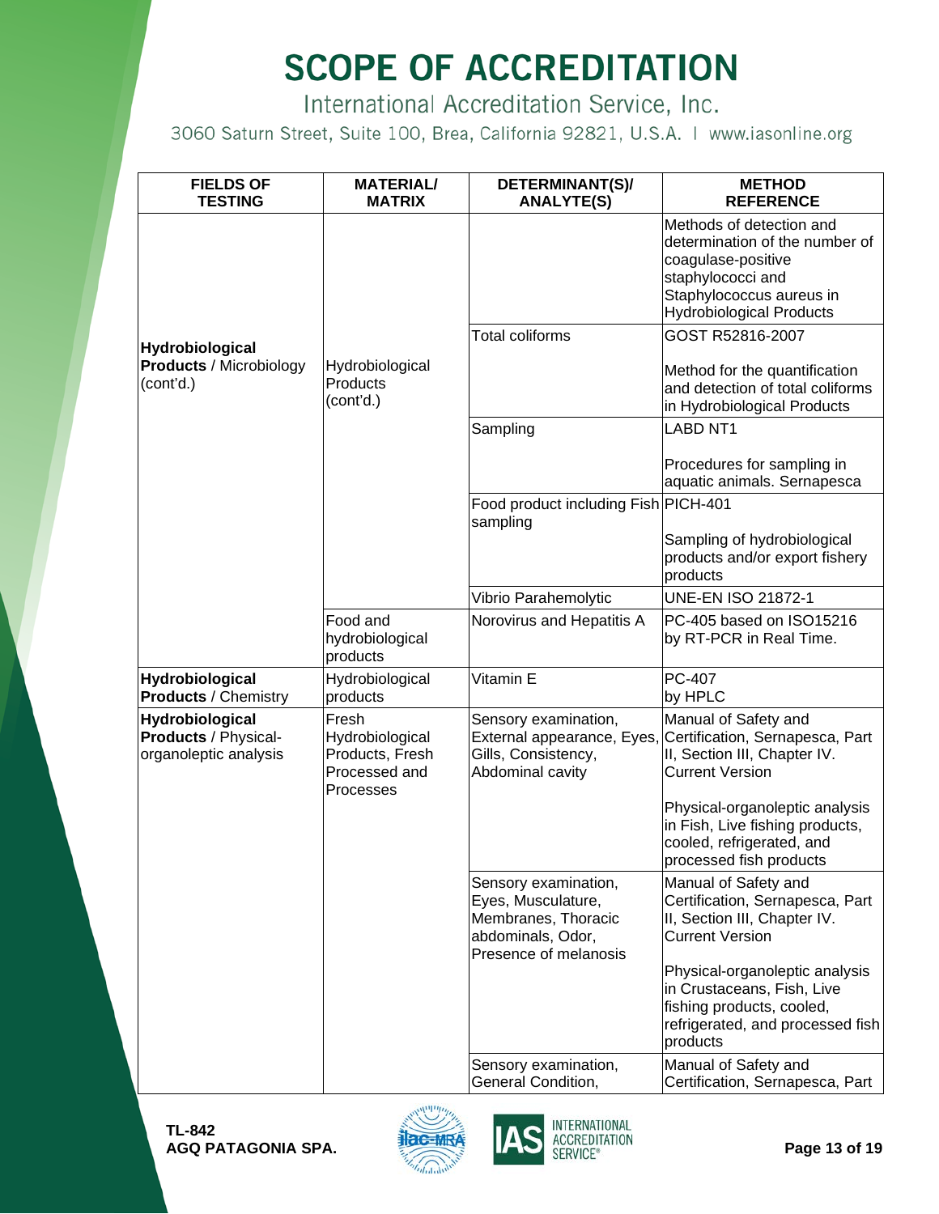# SCOPE OF ACCREDITATION

International Accreditation Service, Inc.

3060 Saturn Street, Suite 100, Brea, California 92821, U.S.A. | www.iasonline.org

| FIELDS OF TESTING | MATERIAL/ MATRIX | DETERMINANT(S)/ ANALYTE(S) | METHOD REFERENCE |
|---|---|---|---|
| **Hydrobiological Products** / Microbiology (cont'd.) | Hydrobiological Products (cont'd.) | | Methods of detection and determination of the number of coagulase-positive staphylococci and Staphylococcus aureus in Hydrobiological Products |
| | | Total coliforms | GOST R52816-2007<br><br>Method for the quantification and detection of total coliforms in Hydrobiological Products |
| | | Sampling | LABD NT1<br><br>Procedures for sampling in aquatic animals. Sernapesca |
| | | Food product including Fish sampling | PICH-401<br><br>Sampling of hydrobiological products and/or export fishery products |
| | | Vibrio Parahemolytic | UNE-EN ISO 21872-1 |
| | Food and hydrobiological products | Norovirus and Hepatitis A | PC-405 based on ISO15216 by RT-PCR in Real Time. |
| **Hydrobiological Products** / Chemistry | Hydrobiological products | Vitamin E | PC-407<br>by HPLC |
| **Hydrobiological Products** / Physical-organoleptic analysis | Fresh Hydrobiological Products, Fresh Processed and Processes | Sensory examination, External appearance, Eyes, Gills, Consistency, Abdominal cavity | Manual of Safety and Certification, Sernapesca, Part II, Section III, Chapter IV. Current Version<br><br>Physical-organoleptic analysis in Fish, Live fishing products, cooled, refrigerated, and processed fish products |
| | | Sensory examination, Eyes, Musculature, Membranes, Thoracic abdominals, Odor, Presence of melanosis | Manual of Safety and Certification, Sernapesca, Part II, Section III, Chapter IV. Current Version<br><br>Physical-organoleptic analysis in Crustaceans, Fish, Live fishing products, cooled, refrigerated, and processed fish products |
| | | Sensory examination, General Condition, | Manual of Safety and Certification, Sernapesca, Part |

**TL-842**
**AGQ PATAGONIA SPA.**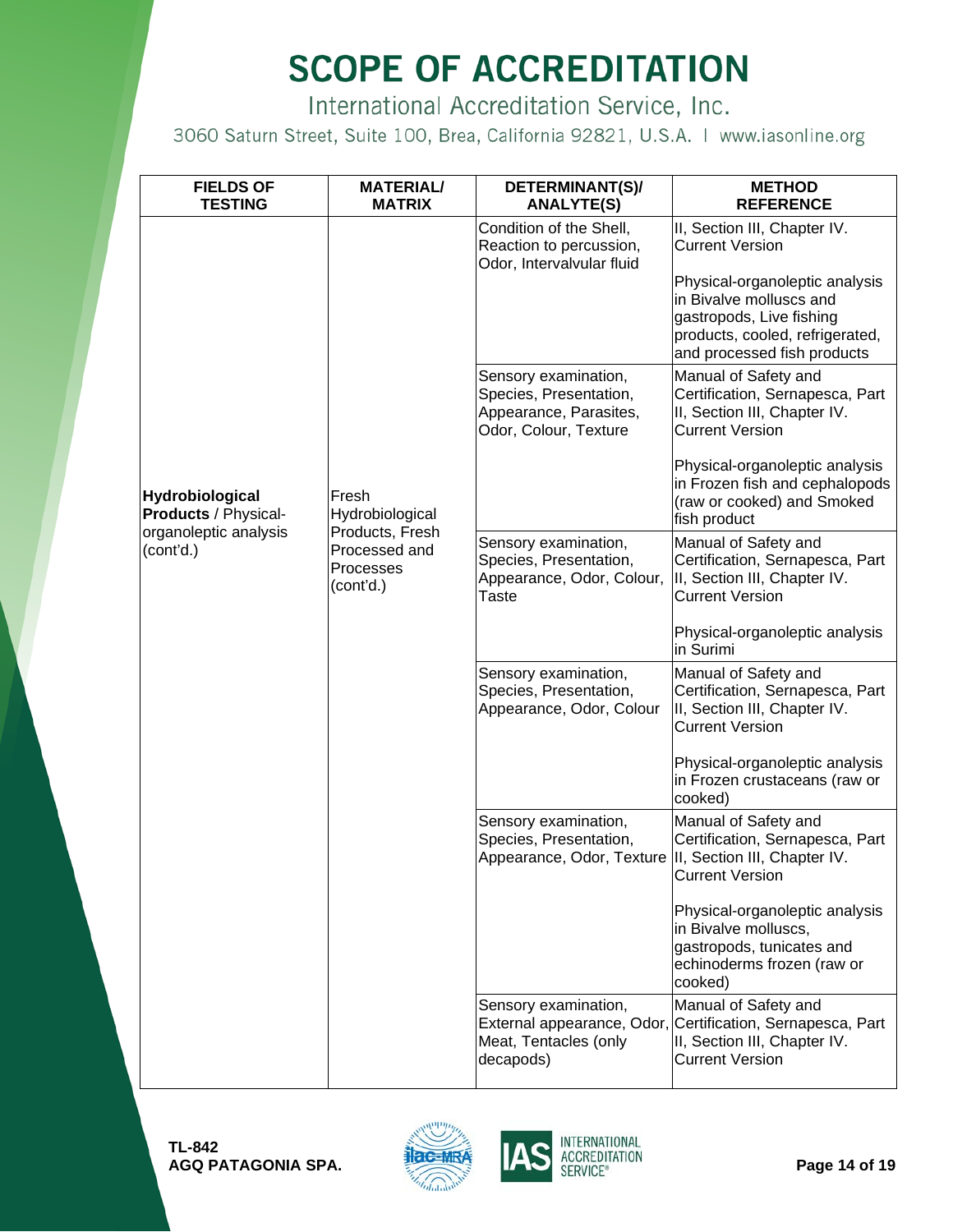# SCOPE OF ACCREDITATION

International Accreditation Service, Inc.

3060 Saturn Street, Suite 100, Brea, California 92821, U.S.A. | www.iasonline.org

| FIELDS OF TESTING | MATERIAL/ MATRIX | DETERMINANT(S)/ ANALYTE(S) | METHOD REFERENCE |
|---|---|---|---|
| **Hydrobiological Products** / Physical-organoleptic analysis (cont'd.) | Fresh Hydrobiological Products, Fresh Processed and Processes (cont'd.) | Condition of the Shell, Reaction to percussion, Odor, Intervalvular fluid | II, Section III, Chapter IV. Current Version<br><br>Physical-organoleptic analysis in Bivalve molluscs and gastropods, Live fishing products, cooled, refrigerated, and processed fish products |
| | | Sensory examination, Species, Presentation, Appearance, Parasites, Odor, Colour, Texture | Manual of Safety and Certification, Sernapesca, Part II, Section III, Chapter IV. Current Version<br><br>Physical-organoleptic analysis in Frozen fish and cephalopods (raw or cooked) and Smoked fish product |
| | | Sensory examination, Species, Presentation, Appearance, Odor, Colour, Taste | Manual of Safety and Certification, Sernapesca, Part II, Section III, Chapter IV. Current Version<br><br>Physical-organoleptic analysis in Surimi |
| | | Sensory examination, Species, Presentation, Appearance, Odor, Colour | Manual of Safety and Certification, Sernapesca, Part II, Section III, Chapter IV. Current Version<br><br>Physical-organoleptic analysis in Frozen crustaceans (raw or cooked) |
| | | Sensory examination, Species, Presentation, Appearance, Odor, Texture | Manual of Safety and Certification, Sernapesca, Part II, Section III, Chapter IV. Current Version<br><br>Physical-organoleptic analysis in Bivalve molluscs, gastropods, tunicates and echinoderms frozen (raw or cooked) |
| | | Sensory examination, External appearance, Odor, Meat, Tentacles (only decapods) | Manual of Safety and Certification, Sernapesca, Part II, Section III, Chapter IV. Current Version |

**TL-842**
**AGQ PATAGONIA SPA.**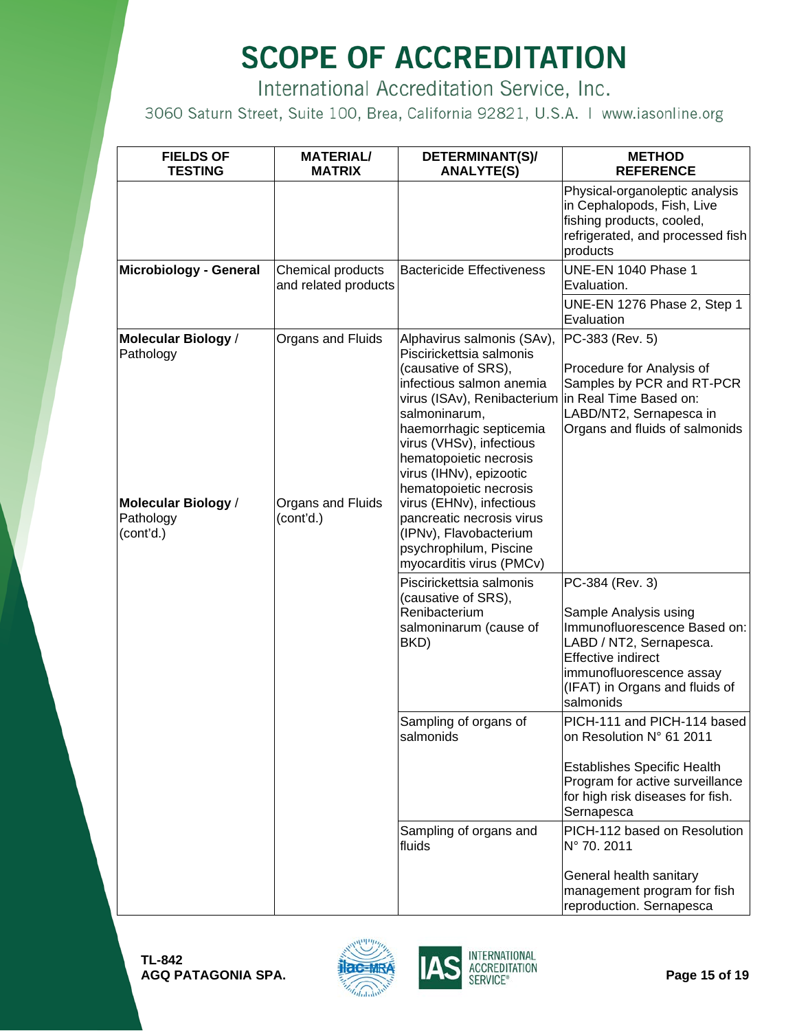# SCOPE OF ACCREDITATION

International Accreditation Service, Inc.

3060 Saturn Street, Suite 100, Brea, California 92821, U.S.A. | www.iasonline.org

| FIELDS OF TESTING | MATERIAL/ MATRIX | DETERMINANT(S)/ ANALYTE(S) | METHOD REFERENCE |
|---|---|---|---|
| | | | Physical-organoleptic analysis in Cephalopods, Fish, Live fishing products, cooled, refrigerated, and processed fish products |
| **Microbiology - General** | Chemical products and related products | Bactericide Effectiveness | UNE-EN 1040 Phase 1 Evaluation. |
| | | | UNE-EN 1276 Phase 2, Step 1 Evaluation |
| **Molecular Biology** / Pathology | Organs and Fluids | Alphavirus salmonis (SAv), Piscirickettsia salmonis (causative of SRS), infectious salmon anemia virus (ISAv), Renibacterium salmoninarum, haemorrhagic septicemia virus (VHSv), infectious hematopoietic necrosis virus (IHNv), epizootic hematopoietic necrosis virus (EHNv), infectious pancreatic necrosis virus (IPNv), Flavobacterium psychrophilum, Piscine myocarditis virus (PMCv) | PC-383 (Rev. 5)<br><br>Procedure for Analysis of Samples by PCR and RT-PCR in Real Time Based on: LABD/NT2, Sernapesca in Organs and fluids of salmonids |
| **Molecular Biology** / Pathology (cont'd.) | Organs and Fluids (cont'd.) | Piscirickettsia salmonis (causative of SRS), Renibacterium salmoninarum (cause of BKD) | PC-384 (Rev. 3)<br><br>Sample Analysis using Immunofluorescence Based on: LABD / NT2, Sernapesca. Effective indirect immunofluorescence assay (IFAT) in Organs and fluids of salmonids |
| | | Sampling of organs of salmonids | PICH-111 and PICH-114 based on Resolution N° 61 2011<br><br>Establishes Specific Health Program for active surveillance for high risk diseases for fish. Sernapesca |
| | | Sampling of organs and fluids | PICH-112 based on Resolution N° 70. 2011<br><br>General health sanitary management program for fish reproduction. Sernapesca |

**TL-842**
**AGQ PATAGONIA SPA.**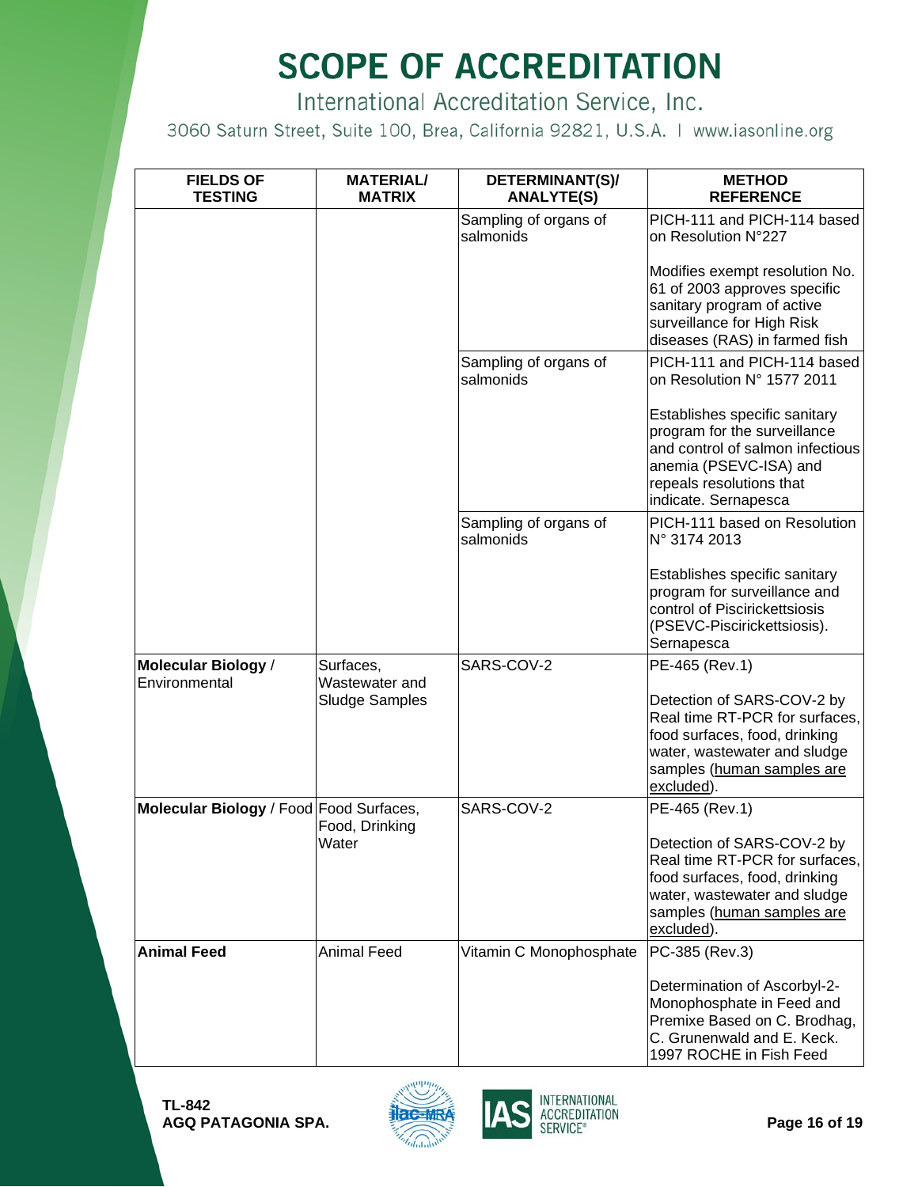# SCOPE OF ACCREDITATION

International Accreditation Service, Inc.

3060 Saturn Street, Suite 100, Brea, California 92821, U.S.A. | www.iasonline.org

| FIELDS OF TESTING | MATERIAL/ MATRIX | DETERMINANT(S)/ ANALYTE(S) | METHOD REFERENCE |
|---|---|---|---|
| | | Sampling of organs of salmonids | PICH-111 and PICH-114 based on Resolution N°227<br><br>Modifies exempt resolution No. 61 of 2003 approves specific sanitary program of active surveillance for High Risk diseases (RAS) in farmed fish |
| | | Sampling of organs of salmonids | PICH-111 and PICH-114 based on Resolution N° 1577 2011<br><br>Establishes specific sanitary program for the surveillance and control of salmon infectious anemia (PSEVC-ISA) and repeals resolutions that indicate. Sernapesca |
| | | Sampling of organs of salmonids | PICH-111 based on Resolution N° 3174 2013<br><br>Establishes specific sanitary program for surveillance and control of Piscirickettsiosis (PSEVC-Piscirickettsiosis). Sernapesca |
| **Molecular Biology** / Environmental | Surfaces, Wastewater and Sludge Samples | SARS-COV-2 | PE-465 (Rev.1)<br><br>Detection of SARS-COV-2 by Real time RT-PCR for surfaces, food surfaces, food, drinking water, wastewater and sludge samples (human samples are excluded). |
| **Molecular Biology** / Food | Food Surfaces, Food, Drinking Water | SARS-COV-2 | PE-465 (Rev.1)<br><br>Detection of SARS-COV-2 by Real time RT-PCR for surfaces, food surfaces, food, drinking water, wastewater and sludge samples (human samples are excluded). |
| **Animal Feed** | Animal Feed | Vitamin C Monophosphate | PC-385 (Rev.3)<br><br>Determination of Ascorbyl-2-Monophosphate in Feed and Premixe Based on C. Brodhag, C. Grunenwald and E. Keck. 1997 ROCHE in Fish Feed |

**TL-842**
**AGQ PATAGONIA SPA.**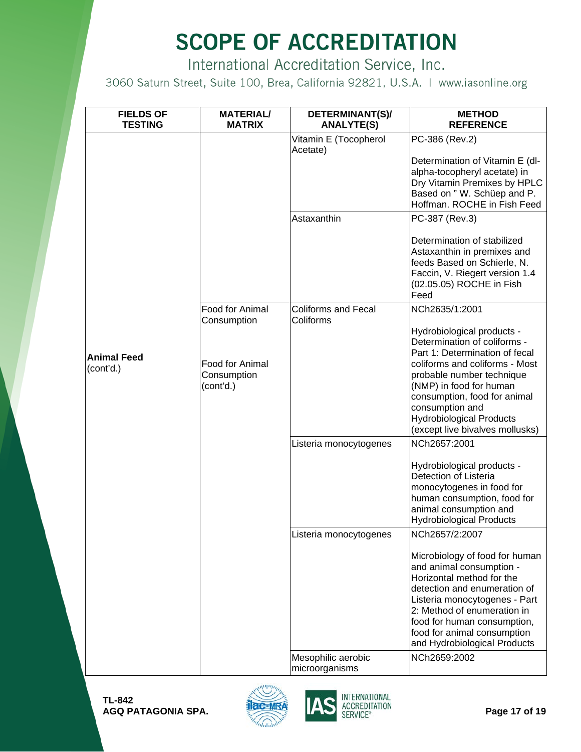# SCOPE OF ACCREDITATION

International Accreditation Service, Inc.

3060 Saturn Street, Suite 100, Brea, California 92821, U.S.A. | www.iasonline.org

| FIELDS OF TESTING | MATERIAL/ MATRIX | DETERMINANT(S)/ ANALYTE(S) | METHOD REFERENCE |
|---|---|---|---|
| **Animal Feed** (cont'd.) | | Vitamin E (Tocopherol Acetate) | PC-386 (Rev.2)<br><br>Determination of Vitamin E (dl-alpha-tocopheryl acetate) in Dry Vitamin Premixes by HPLC Based on " W. Schüep and P. Hoffman. ROCHE in Fish Feed |
| | | Astaxanthin | PC-387 (Rev.3)<br><br>Determination of stabilized Astaxanthin in premixes and feeds Based on Schierle, N. Faccin, V. Riegert version 1.4 (02.05.05) ROCHE in Fish Feed |
| | Food for Animal Consumption | Coliforms and Fecal Coliforms | NCh2635/1:2001<br><br>Hydrobiological products - Determination of coliforms - Part 1: Determination of fecal coliforms and coliforms - Most probable number technique (NMP) in food for human consumption, food for animal consumption and Hydrobiological Products (except live bivalves mollusks) |
| | Food for Animal Consumption (cont'd.) | Listeria monocytogenes | NCh2657:2001<br><br>Hydrobiological products - Detection of Listeria monocytogenes in food for human consumption, food for animal consumption and Hydrobiological Products |
| | | Listeria monocytogenes | NCh2657/2:2007<br><br>Microbiology of food for human and animal consumption - Horizontal method for the detection and enumeration of Listeria monocytogenes - Part 2: Method of enumeration in food for human consumption, food for animal consumption and Hydrobiological Products |
| | | Mesophilic aerobic microorganisms | NCh2659:2002 |

**TL-842**
**AGQ PATAGONIA SPA.**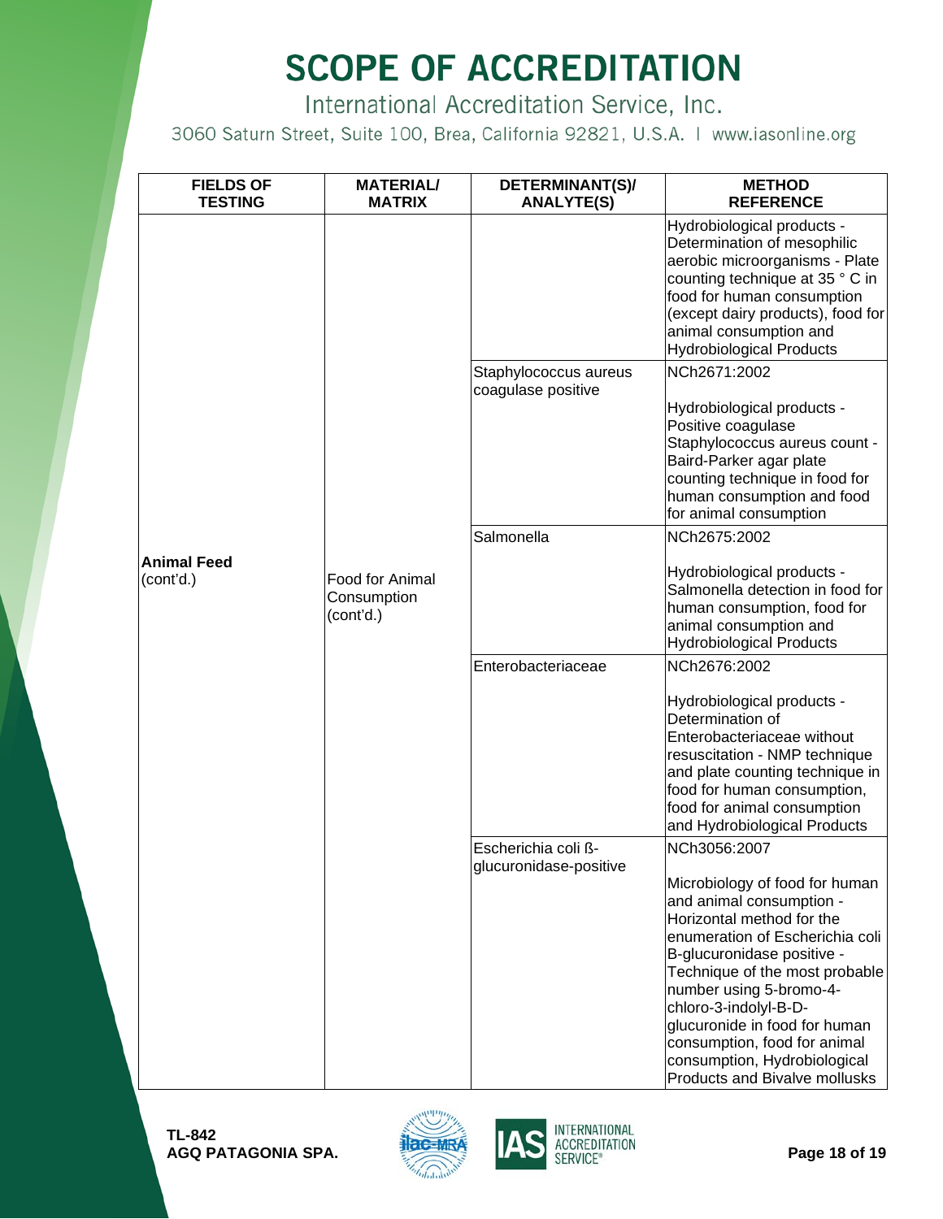# SCOPE OF ACCREDITATION

International Accreditation Service, Inc.

3060 Saturn Street, Suite 100, Brea, California 92821, U.S.A. | www.iasonline.org

| FIELDS OF TESTING | MATERIAL/ MATRIX | DETERMINANT(S)/ ANALYTE(S) | METHOD REFERENCE |
|---|---|---|---|
| **Animal Feed** (cont'd.) | Food for Animal Consumption (cont'd.) | | Hydrobiological products - Determination of mesophilic aerobic microorganisms - Plate counting technique at 35 ° C in food for human consumption (except dairy products), food for animal consumption and Hydrobiological Products |
| | | Staphylococcus aureus coagulase positive | NCh2671:2002<br><br>Hydrobiological products - Positive coagulase Staphylococcus aureus count - Baird-Parker agar plate counting technique in food for human consumption and food for animal consumption |
| | | Salmonella | NCh2675:2002<br><br>Hydrobiological products - Salmonella detection in food for human consumption, food for animal consumption and Hydrobiological Products |
| | | Enterobacteriaceae | NCh2676:2002<br><br>Hydrobiological products - Determination of Enterobacteriaceae without resuscitation - NMP technique and plate counting technique in food for human consumption, food for animal consumption and Hydrobiological Products |
| | | Escherichia coli ß-glucuronidase-positive | NCh3056:2007<br><br>Microbiology of food for human and animal consumption - Horizontal method for the enumeration of Escherichia coli B-glucuronidase positive - Technique of the most probable number using 5-bromo-4-chloro-3-indolyl-B-D-glucuronide in food for human consumption, food for animal consumption, Hydrobiological Products and Bivalve mollusks |

**TL-842**
**AGQ PATAGONIA SPA.**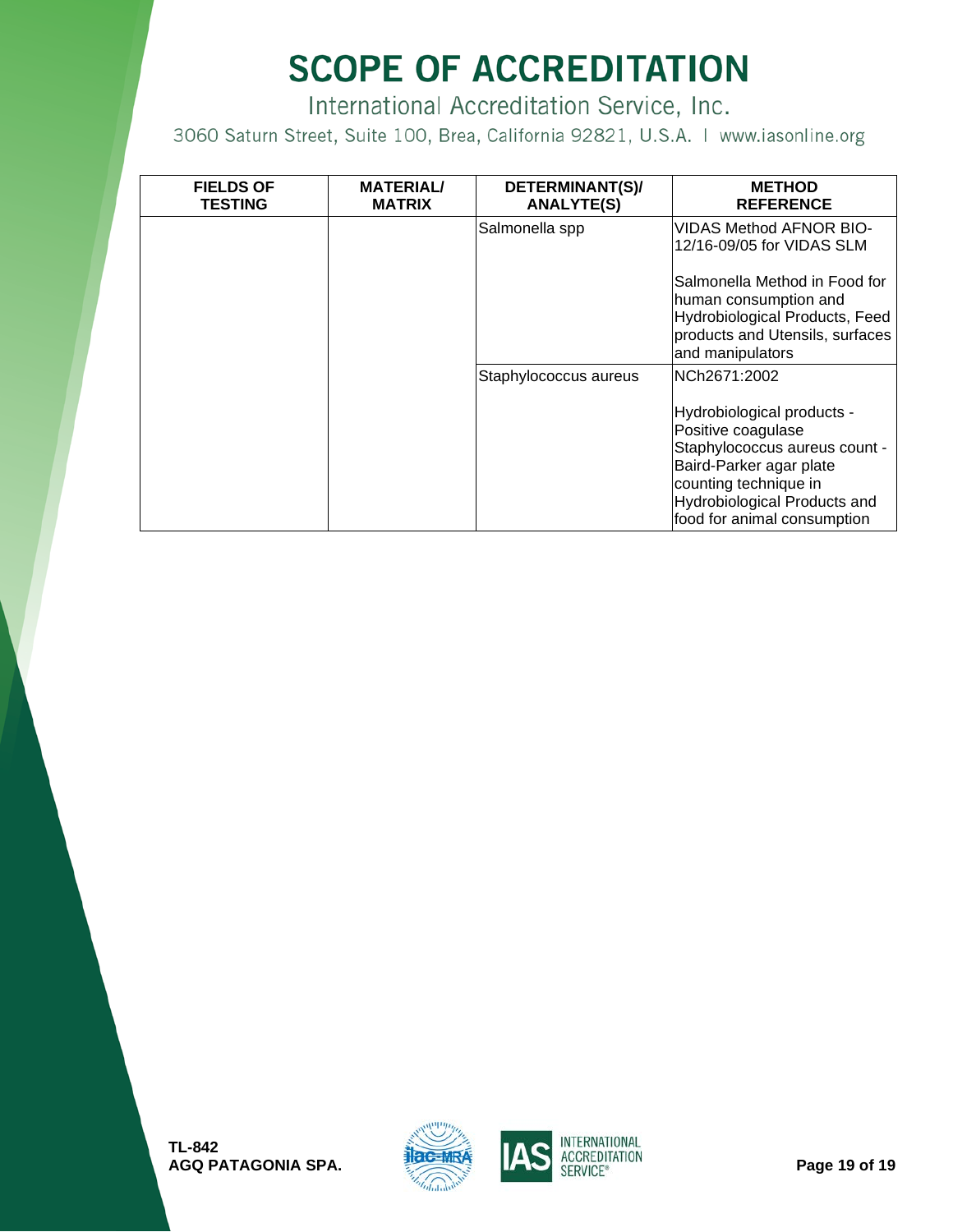# SCOPE OF ACCREDITATION

International Accreditation Service, Inc.

3060 Saturn Street, Suite 100, Brea, California 92821, U.S.A. | www.iasonline.org

| FIELDS OF TESTING | MATERIAL/ MATRIX | DETERMINANT(S)/ ANALYTE(S) | METHOD REFERENCE |
|---|---|---|---|
| | | Salmonella spp | VIDAS Method AFNOR BIO-12/16-09/05 for VIDAS SLM<br><br>Salmonella Method in Food for human consumption and Hydrobiological Products, Feed products and Utensils, surfaces and manipulators |
| | | Staphylococcus aureus | NCh2671:2002<br><br>Hydrobiological products - Positive coagulase Staphylococcus aureus count - Baird-Parker agar plate counting technique in Hydrobiological Products and food for animal consumption |

**TL-842**
**AGQ PATAGONIA SPA.**